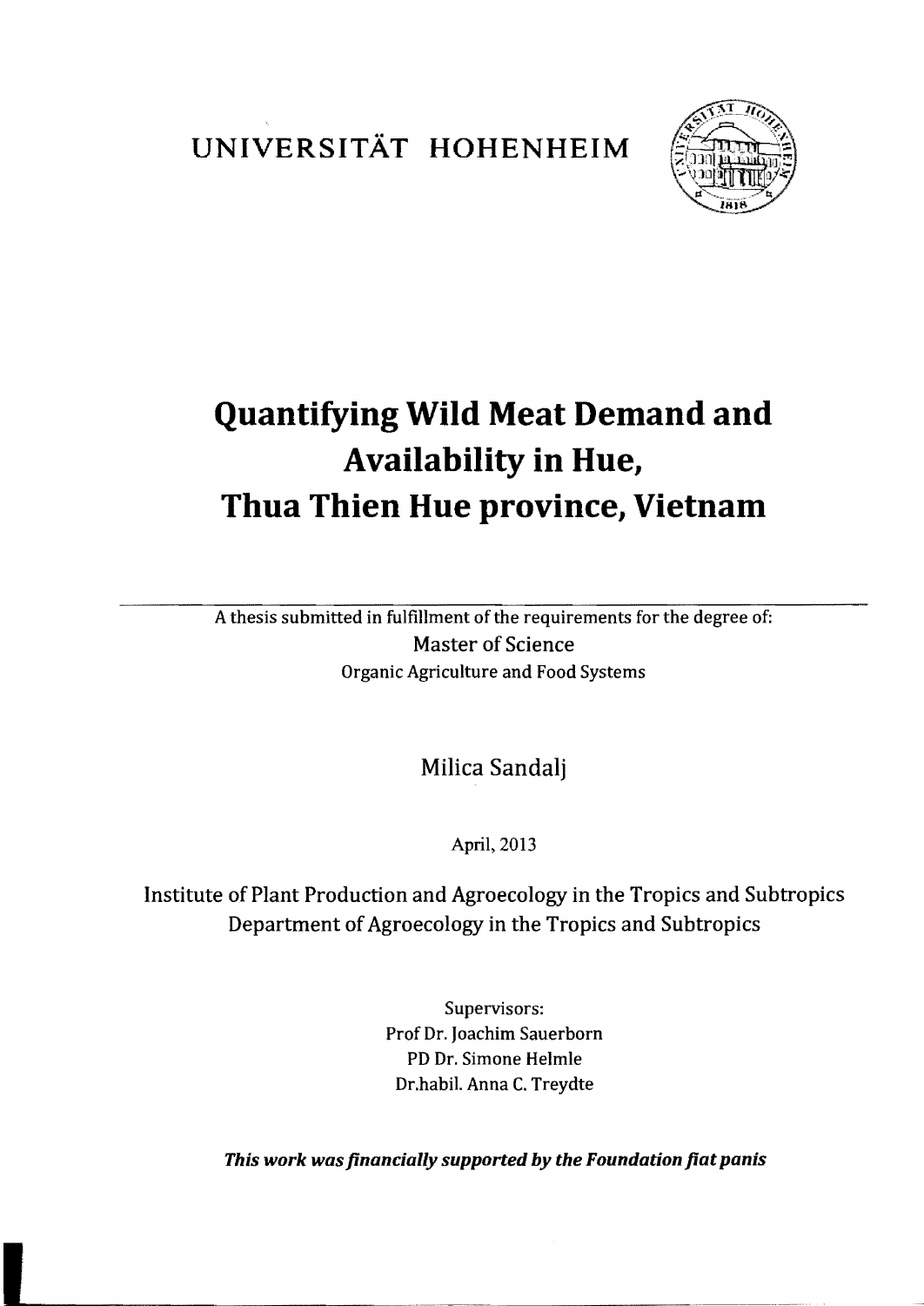UNIVERSITÄT HOHENHEIM

# Quantifying Wild Meat Demand and Availability in Hue, Thua Thien Hue province, Vietnam

A thesis submitted in fulfillment of the requirements for the degree of:

Master of Science

Organic Agriculture and Food Systems

Milica Sandalj

April, 2013

Institute of Plant Production and Agroecology in the Tropics and Subtropics

Department of Agroecology in the Tropics and Subtropics

Supervisors:

Prof Dr. Joachim Sauerborn

PD Dr. Simone Helmle

Dr.habil. Anna C. Treydte

***This work was financially supported by the Foundation fiat panis***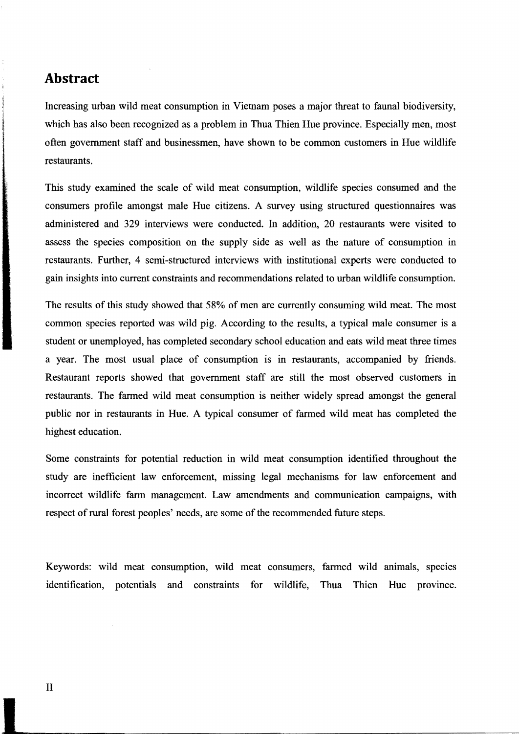## Abstract

Increasing urban wild meat consumption in Vietnam poses a major threat to faunal biodiversity, which has also been recognized as a problem in Thua Thien Hue province. Especially men, most often government staff and businessmen, have shown to be common customers in Hue wildlife restaurants.

This study examined the scale of wild meat consumption, wildlife species consumed and the consumers profile amongst male Hue citizens. A survey using structured questionnaires was administered and 329 interviews were conducted. In addition, 20 restaurants were visited to assess the species composition on the supply side as well as the nature of consumption in restaurants. Further, 4 semi-structured interviews with institutional experts were conducted to gain insights into current constraints and recommendations related to urban wildlife consumption.

The results of this study showed that 58% of men are currently consuming wild meat. The most common species reported was wild pig. According to the results, a typical male consumer is a student or unemployed, has completed secondary school education and eats wild meat three times a year. The most usual place of consumption is in restaurants, accompanied by friends. Restaurant reports showed that government staff are still the most observed customers in restaurants. The farmed wild meat consumption is neither widely spread amongst the general public nor in restaurants in Hue. A typical consumer of farmed wild meat has completed the highest education.

Some constraints for potential reduction in wild meat consumption identified throughout the study are inefficient law enforcement, missing legal mechanisms for law enforcement and incorrect wildlife farm management. Law amendments and communication campaigns, with respect of rural forest peoples' needs, are some of the recommended future steps.

Keywords: wild meat consumption, wild meat consumers, farmed wild animals, species identification, potentials and constraints for wildlife, Thua Thien Hue province.